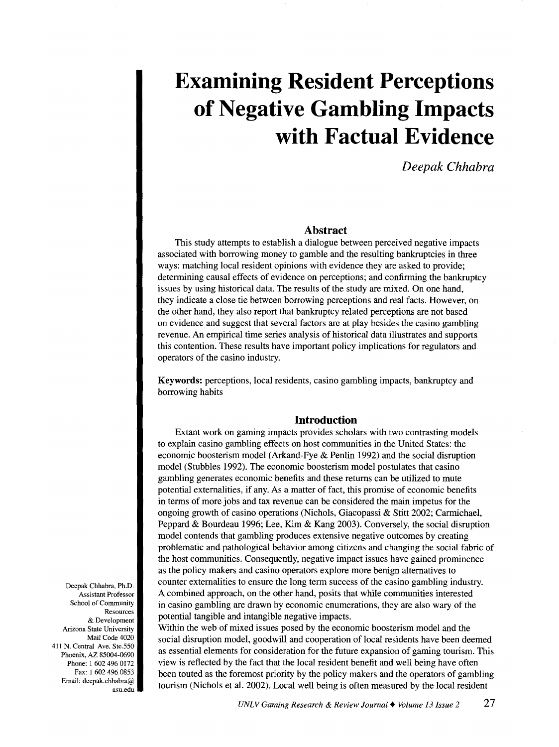# Examining Resident Perceptions of Negative Gambling Impacts with Factual Evidence

*Deepak Chhabra*

## Abstract

This study attempts to establish a dialogue between perceived negative impacts associated with borrowing money to gamble and the resulting bankruptcies in three ways: matching local resident opinions with evidence they are asked to provide; determining causal effects of evidence on perceptions; and confirming the bankruptcy issues by using historical data. The results of the study are mixed. On one hand, they indicate a close tie between borrowing perceptions and real facts. However, on the other hand, they also report that bankruptcy related perceptions are not based on evidence and suggest that several factors are at play besides the casino gambling revenue. An empirical time series analysis of historical data illustrates and supports this contention. These results have important policy implications for regulators and operators of the casino industry.

**Keywords:** perceptions, local residents, casino gambling impacts, bankruptcy and borrowing habits

## Introduction

Extant work on gaming impacts provides scholars with two contrasting models to explain casino gambling effects on host communities in the United States: the economic boosterism model (Arkand-Fye & Penlin 1992) and the social disruption model (Stubbles 1992). The economic boosterism model postulates that casino gambling generates economic benefits and these returns can be utilized to mute potential externalities, if any. As a matter of fact, this promise of economic benefits in terms of more jobs and tax revenue can be considered the main impetus for the ongoing growth of casino operations (Nichols, Giacopassi & Stitt 2002; Carmichael, Peppard & Bourdeau 1996; Lee, Kim & Kang 2003). Conversely, the social disruption model contends that gambling produces extensive negative outcomes by creating problematic and pathological behavior among citizens and changing the social fabric of the host communities. Consequently, negative impact issues have gained prominence as the policy makers and casino operators explore more benign alternatives to counter externalities to ensure the long term success of the casino gambling industry. A combined approach, on the other hand, posits that while communities interested in casino gambling are drawn by economic enumerations, they are also wary of the potential tangible and intangible negative impacts.

Within the web of mixed issues posed by the economic boosterism model and the social disruption model, goodwill and cooperation of local residents have been deemed as essential elements for consideration for the future expansion of gaming tourism. This view is reflected by the fact that the local resident benefit and well being have often been touted as the foremost priority by the policy makers and the operators of gambling tourism (Nichols et al. 2002). Local well being is often measured by the local resident

Deepak Chhabra, Ph.D.
Assistant Professor
School of Community Resources & Development
Arizona State University
Mail Code 4020
411 N. Central Ave. Ste.550
Phoenix, AZ 85004-0690
Phone: 1 602 496 0172
Fax: 1 602 496 0853
Email: deepak.chhabra@asu.edu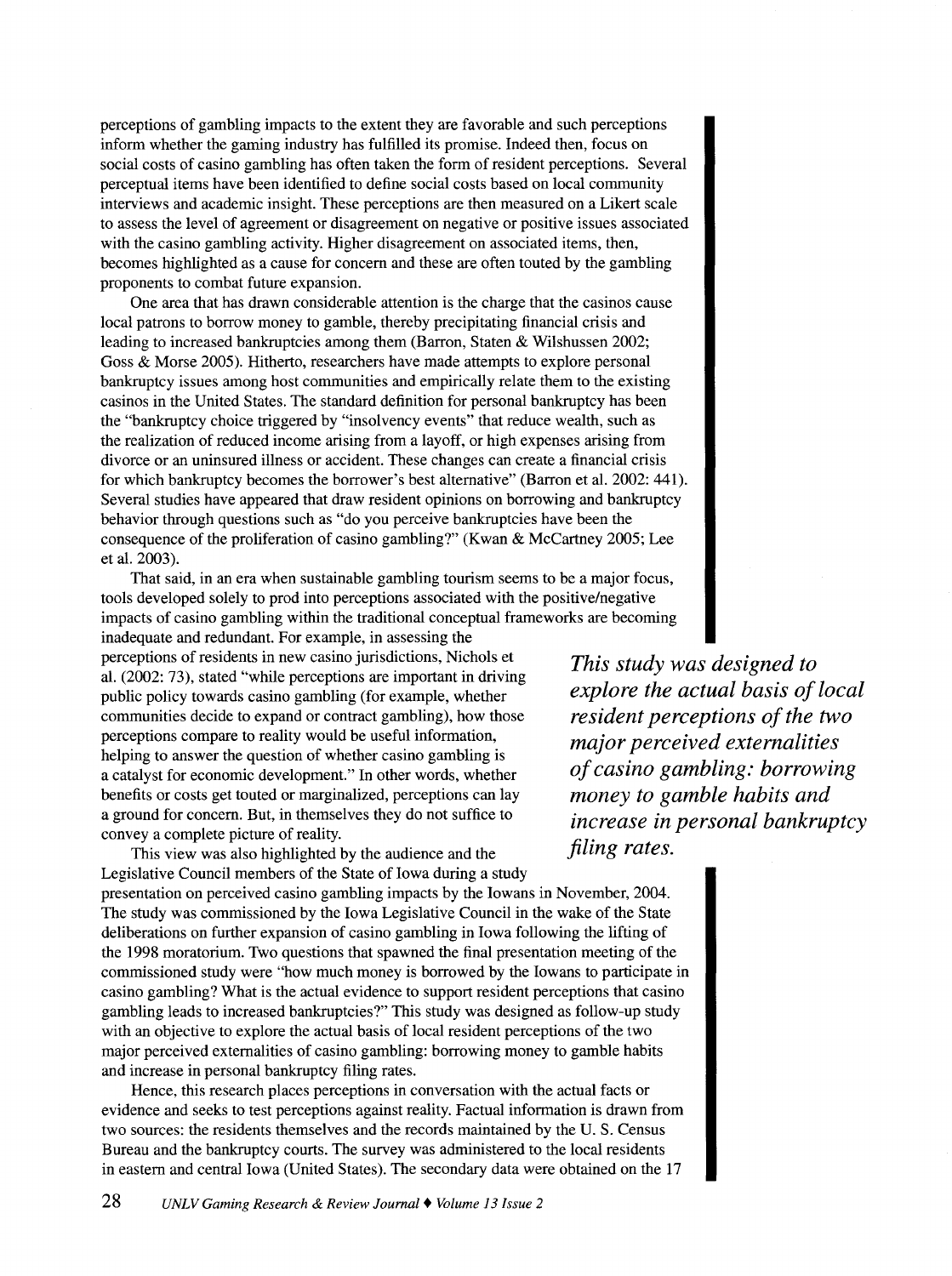perceptions of gambling impacts to the extent they are favorable and such perceptions inform whether the gaming industry has fulfilled its promise. Indeed then, focus on social costs of casino gambling has often taken the form of resident perceptions. Several perceptual items have been identified to define social costs based on local community interviews and academic insight. These perceptions are then measured on a Likert scale to assess the level of agreement or disagreement on negative or positive issues associated with the casino gambling activity. Higher disagreement on associated items, then, becomes highlighted as a cause for concern and these are often touted by the gambling proponents to combat future expansion.

One area that has drawn considerable attention is the charge that the casinos cause local patrons to borrow money to gamble, thereby precipitating financial crisis and leading to increased bankruptcies among them (Barron, Staten & Wilshussen 2002; Goss & Morse 2005). Hitherto, researchers have made attempts to explore personal bankruptcy issues among host communities and empirically relate them to the existing casinos in the United States. The standard definition for personal bankruptcy has been the "bankruptcy choice triggered by "insolvency events" that reduce wealth, such as the realization of reduced income arising from a layoff, or high expenses arising from divorce or an uninsured illness or accident. These changes can create a financial crisis for which bankruptcy becomes the borrower's best alternative" (Barron et al. 2002: 441). Several studies have appeared that draw resident opinions on borrowing and bankruptcy behavior through questions such as "do you perceive bankruptcies have been the consequence of the proliferation of casino gambling?" (Kwan & McCartney 2005; Lee et al. 2003).

That said, in an era when sustainable gambling tourism seems to be a major focus, tools developed solely to prod into perceptions associated with the positive/negative impacts of casino gambling within the traditional conceptual frameworks are becoming inadequate and redundant. For example, in assessing the perceptions of residents in new casino jurisdictions, Nichols et al. (2002: 73), stated "while perceptions are important in driving public policy towards casino gambling (for example, whether communities decide to expand or contract gambling), how those perceptions compare to reality would be useful information, helping to answer the question of whether casino gambling is a catalyst for economic development." In other words, whether benefits or costs get touted or marginalized, perceptions can lay a ground for concern. But, in themselves they do not suffice to convey a complete picture of reality.

*This study was designed to explore the actual basis of local resident perceptions of the two major perceived externalities of casino gambling: borrowing money to gamble habits and increase in personal bankruptcy filing rates.*

This view was also highlighted by the audience and the Legislative Council members of the State of Iowa during a study presentation on perceived casino gambling impacts by the Iowans in November, 2004. The study was commissioned by the Iowa Legislative Council in the wake of the State deliberations on further expansion of casino gambling in Iowa following the lifting of the 1998 moratorium. Two questions that spawned the final presentation meeting of the commissioned study were "how much money is borrowed by the Iowans to participate in casino gambling? What is the actual evidence to support resident perceptions that casino gambling leads to increased bankruptcies?" This study was designed as follow-up study with an objective to explore the actual basis of local resident perceptions of the two major perceived externalities of casino gambling: borrowing money to gamble habits and increase in personal bankruptcy filing rates.

Hence, this research places perceptions in conversation with the actual facts or evidence and seeks to test perceptions against reality. Factual information is drawn from two sources: the residents themselves and the records maintained by the U. S. Census Bureau and the bankruptcy courts. The survey was administered to the local residents in eastern and central Iowa (United States). The secondary data were obtained on the 17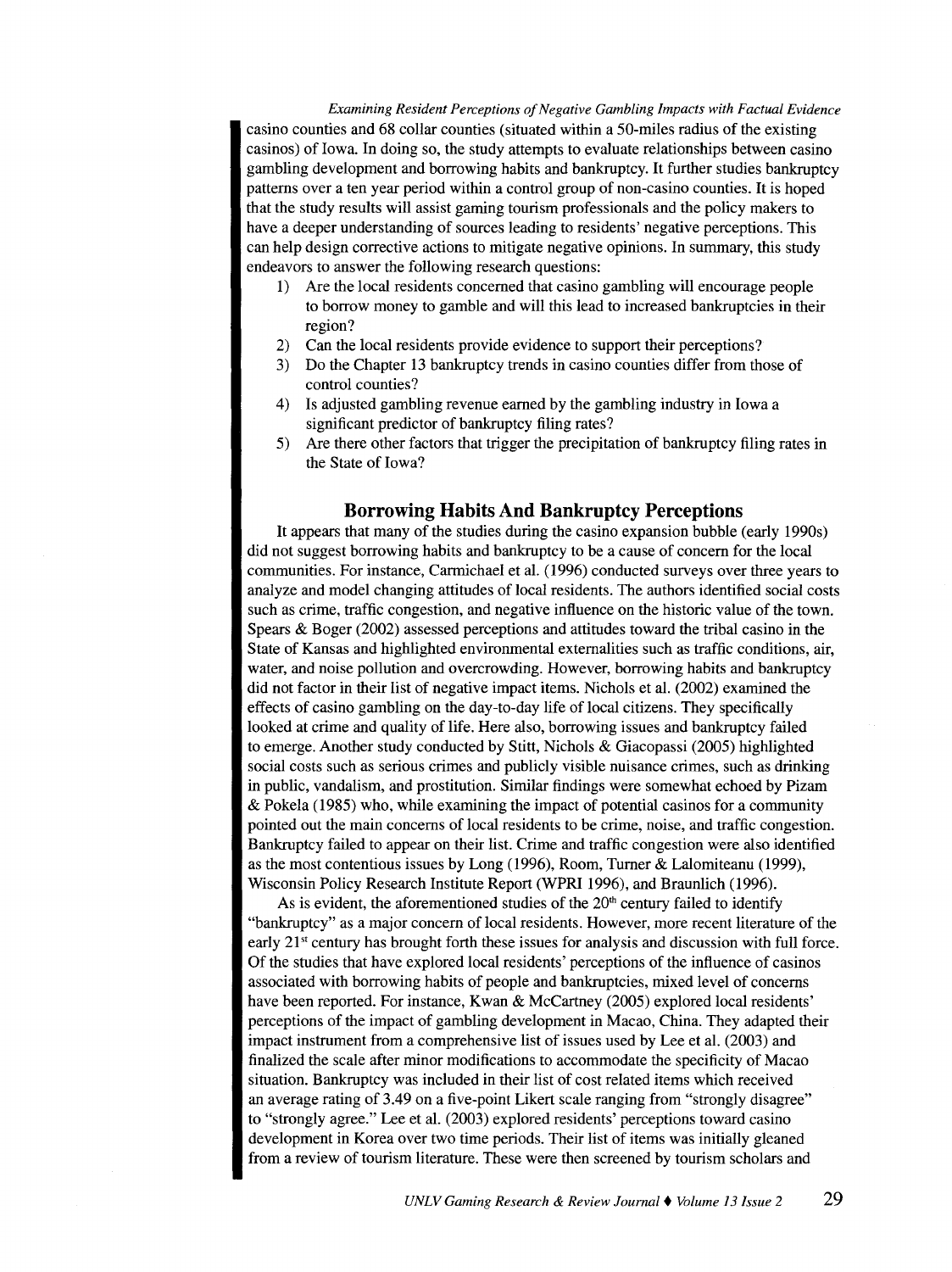casino counties and 68 collar counties (situated within a 50-miles radius of the existing casinos) of Iowa. In doing so, the study attempts to evaluate relationships between casino gambling development and borrowing habits and bankruptcy. It further studies bankruptcy patterns over a ten year period within a control group of non-casino counties. It is hoped that the study results will assist gaming tourism professionals and the policy makers to have a deeper understanding of sources leading to residents' negative perceptions. This can help design corrective actions to mitigate negative opinions. In summary, this study endeavors to answer the following research questions:

1) Are the local residents concerned that casino gambling will encourage people to borrow money to gamble and will this lead to increased bankruptcies in their region?
2) Can the local residents provide evidence to support their perceptions?
3) Do the Chapter 13 bankruptcy trends in casino counties differ from those of control counties?
4) Is adjusted gambling revenue earned by the gambling industry in Iowa a significant predictor of bankruptcy filing rates?
5) Are there other factors that trigger the precipitation of bankruptcy filing rates in the State of Iowa?

## Borrowing Habits And Bankruptcy Perceptions

It appears that many of the studies during the casino expansion bubble (early 1990s) did not suggest borrowing habits and bankruptcy to be a cause of concern for the local communities. For instance, Carmichael et al. (1996) conducted surveys over three years to analyze and model changing attitudes of local residents. The authors identified social costs such as crime, traffic congestion, and negative influence on the historic value of the town. Spears & Boger (2002) assessed perceptions and attitudes toward the tribal casino in the State of Kansas and highlighted environmental externalities such as traffic conditions, air, water, and noise pollution and overcrowding. However, borrowing habits and bankruptcy did not factor in their list of negative impact items. Nichols et al. (2002) examined the effects of casino gambling on the day-to-day life of local citizens. They specifically looked at crime and quality of life. Here also, borrowing issues and bankruptcy failed to emerge. Another study conducted by Stitt, Nichols & Giacopassi (2005) highlighted social costs such as serious crimes and publicly visible nuisance crimes, such as drinking in public, vandalism, and prostitution. Similar findings were somewhat echoed by Pizam & Pokela (1985) who, while examining the impact of potential casinos for a community pointed out the main concerns of local residents to be crime, noise, and traffic congestion. Bankruptcy failed to appear on their list. Crime and traffic congestion were also identified as the most contentious issues by Long (1996), Room, Turner & Lalomiteanu (1999), Wisconsin Policy Research Institute Report (WPRI 1996), and Braunlich (1996).

As is evident, the aforementioned studies of the 20th century failed to identify "bankruptcy" as a major concern of local residents. However, more recent literature of the early 21st century has brought forth these issues for analysis and discussion with full force. Of the studies that have explored local residents' perceptions of the influence of casinos associated with borrowing habits of people and bankruptcies, mixed level of concerns have been reported. For instance, Kwan & McCartney (2005) explored local residents' perceptions of the impact of gambling development in Macao, China. They adapted their impact instrument from a comprehensive list of issues used by Lee et al. (2003) and finalized the scale after minor modifications to accommodate the specificity of Macao situation. Bankruptcy was included in their list of cost related items which received an average rating of 3.49 on a five-point Likert scale ranging from "strongly disagree" to "strongly agree." Lee et al. (2003) explored residents' perceptions toward casino development in Korea over two time periods. Their list of items was initially gleaned from a review of tourism literature. These were then screened by tourism scholars and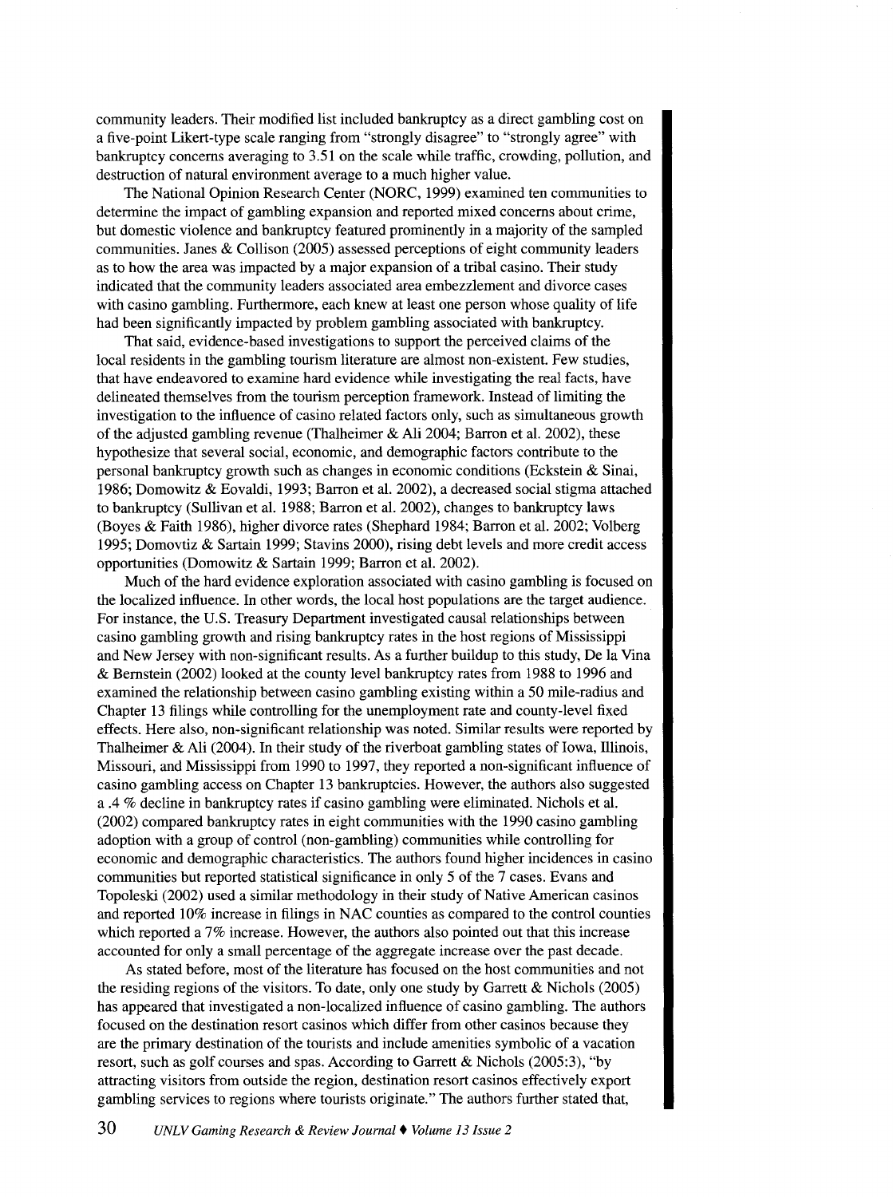community leaders. Their modified list included bankruptcy as a direct gambling cost on a five-point Likert-type scale ranging from "strongly disagree" to "strongly agree" with bankruptcy concerns averaging to 3.51 on the scale while traffic, crowding, pollution, and destruction of natural environment average to a much higher value.

The National Opinion Research Center (NORC, 1999) examined ten communities to determine the impact of gambling expansion and reported mixed concerns about crime, but domestic violence and bankruptcy featured prominently in a majority of the sampled communities. Janes & Collison (2005) assessed perceptions of eight community leaders as to how the area was impacted by a major expansion of a tribal casino. Their study indicated that the community leaders associated area embezzlement and divorce cases with casino gambling. Furthermore, each knew at least one person whose quality of life had been significantly impacted by problem gambling associated with bankruptcy.

That said, evidence-based investigations to support the perceived claims of the local residents in the gambling tourism literature are almost non-existent. Few studies, that have endeavored to examine hard evidence while investigating the real facts, have delineated themselves from the tourism perception framework. Instead of limiting the investigation to the influence of casino related factors only, such as simultaneous growth of the adjusted gambling revenue (Thalheimer & Ali 2004; Barron et al. 2002), these hypothesize that several social, economic, and demographic factors contribute to the personal bankruptcy growth such as changes in economic conditions (Eckstein & Sinai, 1986; Domowitz & Eovaldi, 1993; Barron et al. 2002), a decreased social stigma attached to bankruptcy (Sullivan et al. 1988; Barron et al. 2002), changes to bankruptcy laws (Boyes & Faith 1986), higher divorce rates (Shephard 1984; Barron et al. 2002; Volberg 1995; Domovtiz & Sartain 1999; Stavins 2000), rising debt levels and more credit access opportunities (Domowitz & Sartain 1999; Barron et al. 2002).

Much of the hard evidence exploration associated with casino gambling is focused on the localized influence. In other words, the local host populations are the target audience. For instance, the U.S. Treasury Department investigated causal relationships between casino gambling growth and rising bankruptcy rates in the host regions of Mississippi and New Jersey with non-significant results. As a further buildup to this study, De la Vina & Bernstein (2002) looked at the county level bankruptcy rates from 1988 to 1996 and examined the relationship between casino gambling existing within a 50 mile-radius and Chapter 13 filings while controlling for the unemployment rate and county-level fixed effects. Here also, non-significant relationship was noted. Similar results were reported by Thalheimer & Ali (2004). In their study of the riverboat gambling states of Iowa, Illinois, Missouri, and Mississippi from 1990 to 1997, they reported a non-significant influence of casino gambling access on Chapter 13 bankruptcies. However, the authors also suggested a .4 % decline in bankruptcy rates if casino gambling were eliminated. Nichols et al. (2002) compared bankruptcy rates in eight communities with the 1990 casino gambling adoption with a group of control (non-gambling) communities while controlling for economic and demographic characteristics. The authors found higher incidences in casino communities but reported statistical significance in only 5 of the 7 cases. Evans and Topoleski (2002) used a similar methodology in their study of Native American casinos and reported 10% increase in filings in NAC counties as compared to the control counties which reported a 7% increase. However, the authors also pointed out that this increase accounted for only a small percentage of the aggregate increase over the past decade.

As stated before, most of the literature has focused on the host communities and not the residing regions of the visitors. To date, only one study by Garrett & Nichols (2005) has appeared that investigated a non-localized influence of casino gambling. The authors focused on the destination resort casinos which differ from other casinos because they are the primary destination of the tourists and include amenities symbolic of a vacation resort, such as golf courses and spas. According to Garrett & Nichols (2005:3), "by attracting visitors from outside the region, destination resort casinos effectively export gambling services to regions where tourists originate." The authors further stated that,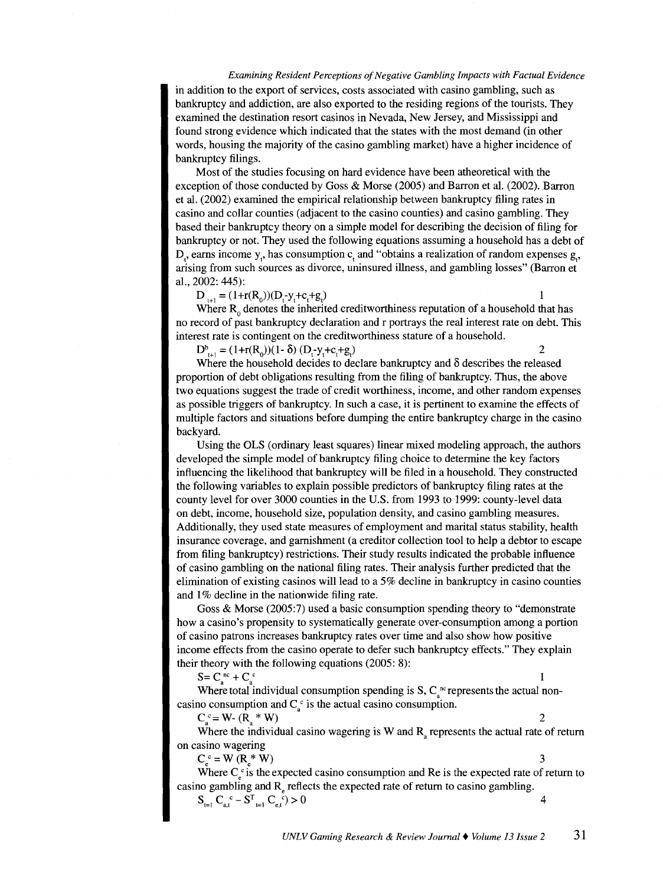in addition to the export of services, costs associated with casino gambling, such as bankruptcy and addiction, are also exported to the residing regions of the tourists. They examined the destination resort casinos in Nevada, New Jersey, and Mississippi and found strong evidence which indicated that the states with the most demand (in other words, housing the majority of the casino gambling market) have a higher incidence of bankruptcy filings.

Most of the studies focusing on hard evidence have been atheoretical with the exception of those conducted by Goss & Morse (2005) and Barron et al. (2002). Barron et al. (2002) examined the empirical relationship between bankruptcy filing rates in casino and collar counties (adjacent to the casino counties) and casino gambling. They based their bankruptcy theory on a simple model for describing the decision of filing for bankruptcy or not. They used the following equations assuming a household has a debt of $D_t$, earns income $y_t$, has consumption $c_t$ and "obtains a realization of random expenses $g_t$, arising from such sources as divorce, uninsured illness, and gambling losses" (Barron et al., 2002: 445):

$$D_{t+1} = (1+r(R_0))(D_t - y_t + c_t + g_t) \quad 1$$

Where $R_0$ denotes the inherited creditworthiness reputation of a household that has no record of past bankruptcy declaration and r portrays the real interest rate on debt. This interest rate is contingent on the creditworthiness stature of a household.

$$D^b_{t+1} = (1+r(R_0))(1-\delta)(D_t - y_t + c_t + g_t) \quad 2$$

Where the household decides to declare bankruptcy and δ describes the released proportion of debt obligations resulting from the filing of bankruptcy. Thus, the above two equations suggest the trade of credit worthiness, income, and other random expenses as possible triggers of bankruptcy. In such a case, it is pertinent to examine the effects of multiple factors and situations before dumping the entire bankruptcy charge in the casino backyard.

Using the OLS (ordinary least squares) linear mixed modeling approach, the authors developed the simple model of bankruptcy filing choice to determine the key factors influencing the likelihood that bankruptcy will be filed in a household. They constructed the following variables to explain possible predictors of bankruptcy filing rates at the county level for over 3000 counties in the U.S. from 1993 to 1999: county-level data on debt, income, household size, population density, and casino gambling measures. Additionally, they used state measures of employment and marital status stability, health insurance coverage, and garnishment (a creditor collection tool to help a debtor to escape from filing bankruptcy) restrictions. Their study results indicated the probable influence of casino gambling on the national filing rates. Their analysis further predicted that the elimination of existing casinos will lead to a 5% decline in bankruptcy in casino counties and 1% decline in the nationwide filing rate.

Goss & Morse (2005:7) used a basic consumption spending theory to "demonstrate how a casino's propensity to systematically generate over-consumption among a portion of casino patrons increases bankruptcy rates over time and also show how positive income effects from the casino operate to defer such bankruptcy effects." They explain their theory with the following equations (2005: 8):

$$S = C_a^{nc} + C_a^{c} \quad 1$$

Where total individual consumption spending is S, $C_a^{nc}$ represents the actual non-casino consumption and $C_a^c$ is the actual casino consumption.

$$C_a^c = W - (R_a * W) \quad 2$$

Where the individual casino wagering is W and $R_a$ represents the actual rate of return on casino wagering

$$C_e^c = W (R_e * W) \quad 3$$

Where $C_e^c$ is the expected casino consumption and Re is the expected rate of return to casino gambling and $R_e$ reflects the expected rate of return to casino gambling.

$$S_{t=1} C_{a,t}^c - S^T_{t=1} C_{e,t}^c) > 0 \quad 4$$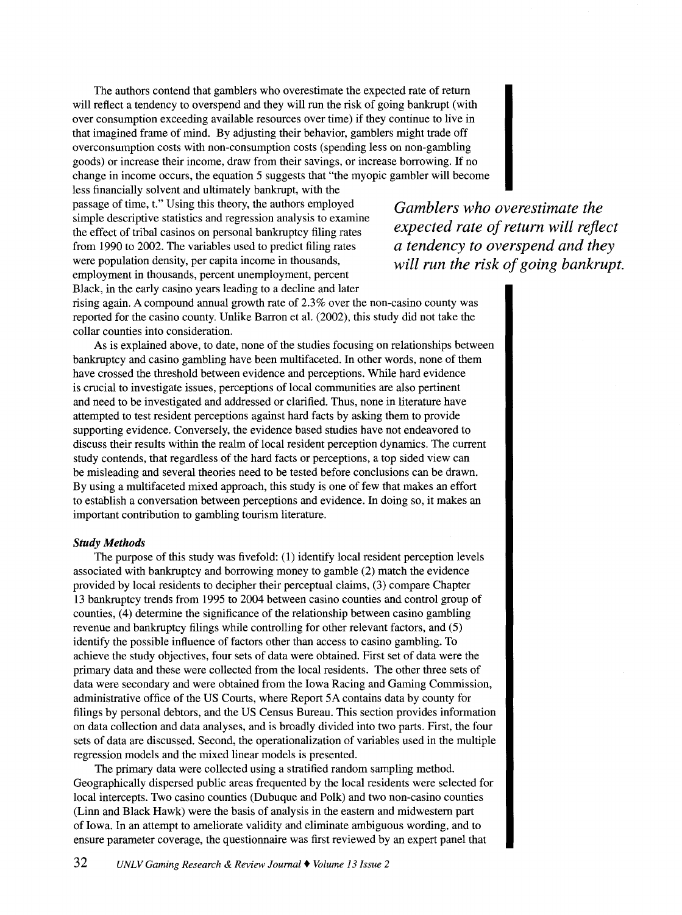The authors contend that gamblers who overestimate the expected rate of return will reflect a tendency to overspend and they will run the risk of going bankrupt (with over consumption exceeding available resources over time) if they continue to live in that imagined frame of mind. By adjusting their behavior, gamblers might trade off overconsumption costs with non-consumption costs (spending less on non-gambling goods) or increase their income, draw from their savings, or increase borrowing. If no change in income occurs, the equation 5 suggests that "the myopic gambler will become less financially solvent and ultimately bankrupt, with the passage of time, t." Using this theory, the authors employed simple descriptive statistics and regression analysis to examine the effect of tribal casinos on personal bankruptcy filing rates from 1990 to 2002. The variables used to predict filing rates were population density, per capita income in thousands, employment in thousands, percent unemployment, percent Black, in the early casino years leading to a decline and later rising again. A compound annual growth rate of 2.3% over the non-casino county was reported for the casino county. Unlike Barron et al. (2002), this study did not take the collar counties into consideration.

*Gamblers who overestimate the expected rate of return will reflect a tendency to overspend and they will run the risk of going bankrupt.*

As is explained above, to date, none of the studies focusing on relationships between bankruptcy and casino gambling have been multifaceted. In other words, none of them have crossed the threshold between evidence and perceptions. While hard evidence is crucial to investigate issues, perceptions of local communities are also pertinent and need to be investigated and addressed or clarified. Thus, none in literature have attempted to test resident perceptions against hard facts by asking them to provide supporting evidence. Conversely, the evidence based studies have not endeavored to discuss their results within the realm of local resident perception dynamics. The current study contends, that regardless of the hard facts or perceptions, a top sided view can be misleading and several theories need to be tested before conclusions can be drawn. By using a multifaceted mixed approach, this study is one of few that makes an effort to establish a conversation between perceptions and evidence. In doing so, it makes an important contribution to gambling tourism literature.

***Study Methods***

The purpose of this study was fivefold: (1) identify local resident perception levels associated with bankruptcy and borrowing money to gamble (2) match the evidence provided by local residents to decipher their perceptual claims, (3) compare Chapter 13 bankruptcy trends from 1995 to 2004 between casino counties and control group of counties, (4) determine the significance of the relationship between casino gambling revenue and bankruptcy filings while controlling for other relevant factors, and (5) identify the possible influence of factors other than access to casino gambling. To achieve the study objectives, four sets of data were obtained. First set of data were the primary data and these were collected from the local residents. The other three sets of data were secondary and were obtained from the Iowa Racing and Gaming Commission, administrative office of the US Courts, where Report 5A contains data by county for filings by personal debtors, and the US Census Bureau. This section provides information on data collection and data analyses, and is broadly divided into two parts. First, the four sets of data are discussed. Second, the operationalization of variables used in the multiple regression models and the mixed linear models is presented.

The primary data were collected using a stratified random sampling method. Geographically dispersed public areas frequented by the local residents were selected for local intercepts. Two casino counties (Dubuque and Polk) and two non-casino counties (Linn and Black Hawk) were the basis of analysis in the eastern and midwestern part of Iowa. In an attempt to ameliorate validity and eliminate ambiguous wording, and to ensure parameter coverage, the questionnaire was first reviewed by an expert panel that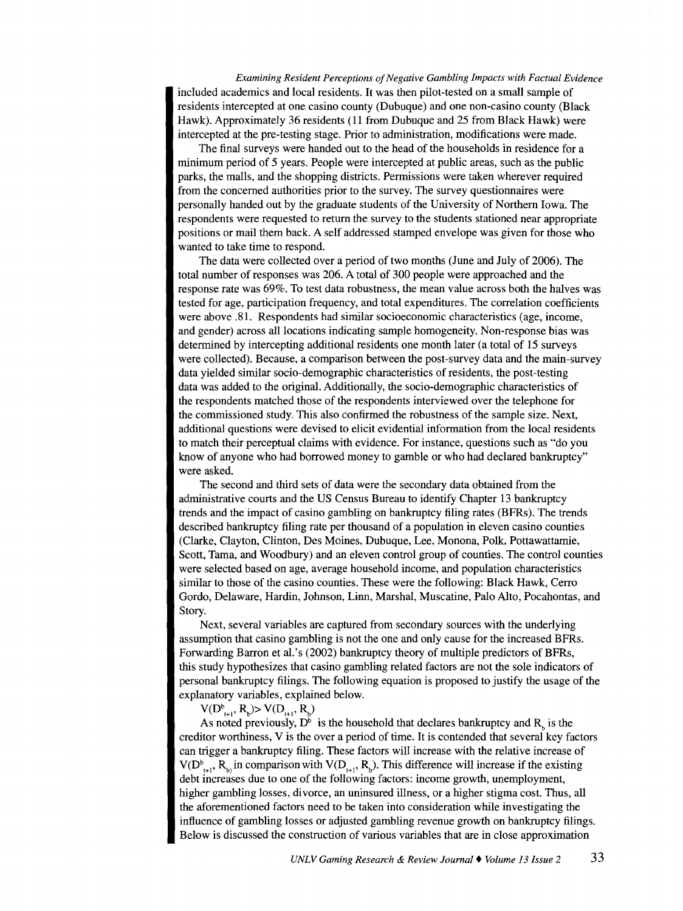included academics and local residents. It was then pilot-tested on a small sample of residents intercepted at one casino county (Dubuque) and one non-casino county (Black Hawk). Approximately 36 residents (11 from Dubuque and 25 from Black Hawk) were intercepted at the pre-testing stage. Prior to administration, modifications were made.

The final surveys were handed out to the head of the households in residence for a minimum period of 5 years. People were intercepted at public areas, such as the public parks, the malls, and the shopping districts. Permissions were taken wherever required from the concerned authorities prior to the survey. The survey questionnaires were personally handed out by the graduate students of the University of Northern Iowa. The respondents were requested to return the survey to the students stationed near appropriate positions or mail them back. A self addressed stamped envelope was given for those who wanted to take time to respond.

The data were collected over a period of two months (June and July of 2006). The total number of responses was 206. A total of 300 people were approached and the response rate was 69%. To test data robustness, the mean value across both the halves was tested for age, participation frequency, and total expenditures. The correlation coefficients were above .81. Respondents had similar socioeconomic characteristics (age, income, and gender) across all locations indicating sample homogeneity. Non-response bias was determined by intercepting additional residents one month later (a total of 15 surveys were collected). Because, a comparison between the post-survey data and the main-survey data yielded similar socio-demographic characteristics of residents, the post-testing data was added to the original. Additionally, the socio-demographic characteristics of the respondents matched those of the respondents interviewed over the telephone for the commissioned study. This also confirmed the robustness of the sample size. Next, additional questions were devised to elicit evidential information from the local residents to match their perceptual claims with evidence. For instance, questions such as "do you know of anyone who had borrowed money to gamble or who had declared bankruptcy" were asked.

The second and third sets of data were the secondary data obtained from the administrative courts and the US Census Bureau to identify Chapter 13 bankruptcy trends and the impact of casino gambling on bankruptcy filing rates (BFRs). The trends described bankruptcy filing rate per thousand of a population in eleven casino counties (Clarke, Clayton, Clinton, Des Moines, Dubuque, Lee, Monona, Polk, Pottawattamie, Scott, Tama, and Woodbury) and an eleven control group of counties. The control counties were selected based on age, average household income, and population characteristics similar to those of the casino counties. These were the following: Black Hawk, Cerro Gordo, Delaware, Hardin, Johnson, Linn, Marshal, Muscatine, Palo Alto, Pocahontas, and Story.

Next, several variables are captured from secondary sources with the underlying assumption that casino gambling is not the one and only cause for the increased BFRs. Forwarding Barron et al.'s (2002) bankruptcy theory of multiple predictors of BFRs, this study hypothesizes that casino gambling related factors are not the sole indicators of personal bankruptcy filings. The following equation is proposed to justify the usage of the explanatory variables, explained below.

$$V(D^{b}_{t+1}, R_{b}) > V(D_{t+1}, R_{b})$$

As noted previously, $D^{b}$ is the household that declares bankruptcy and $R_{b}$ is the creditor worthiness, V is the over a period of time. It is contended that several key factors can trigger a bankruptcy filing. These factors will increase with the relative increase of $V(D^{b}_{t+1}, R_{b})$ in comparison with $V(D_{t+1}, R_{b})$. This difference will increase if the existing debt increases due to one of the following factors: income growth, unemployment, higher gambling losses, divorce, an uninsured illness, or a higher stigma cost. Thus, all the aforementioned factors need to be taken into consideration while investigating the influence of gambling losses or adjusted gambling revenue growth on bankruptcy filings. Below is discussed the construction of various variables that are in close approximation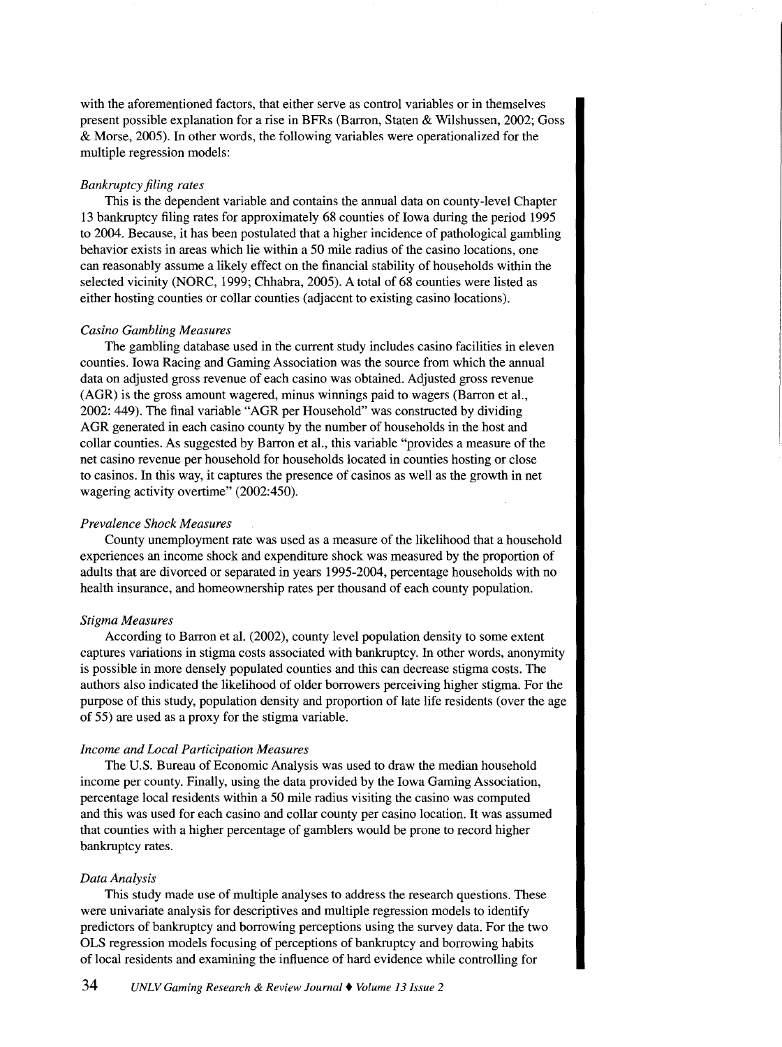with the aforementioned factors, that either serve as control variables or in themselves present possible explanation for a rise in BFRs (Barron, Staten & Wilshussen, 2002; Goss & Morse, 2005). In other words, the following variables were operationalized for the multiple regression models:

*Bankruptcy filing rates*

This is the dependent variable and contains the annual data on county-level Chapter 13 bankruptcy filing rates for approximately 68 counties of Iowa during the period 1995 to 2004. Because, it has been postulated that a higher incidence of pathological gambling behavior exists in areas which lie within a 50 mile radius of the casino locations, one can reasonably assume a likely effect on the financial stability of households within the selected vicinity (NORC, 1999; Chhabra, 2005). A total of 68 counties were listed as either hosting counties or collar counties (adjacent to existing casino locations).

*Casino Gambling Measures*

The gambling database used in the current study includes casino facilities in eleven counties. Iowa Racing and Gaming Association was the source from which the annual data on adjusted gross revenue of each casino was obtained. Adjusted gross revenue (AGR) is the gross amount wagered, minus winnings paid to wagers (Barron et al., 2002: 449). The final variable "AGR per Household" was constructed by dividing AGR generated in each casino county by the number of households in the host and collar counties. As suggested by Barron et al., this variable "provides a measure of the net casino revenue per household for households located in counties hosting or close to casinos. In this way, it captures the presence of casinos as well as the growth in net wagering activity overtime" (2002:450).

*Prevalence Shock Measures*

County unemployment rate was used as a measure of the likelihood that a household experiences an income shock and expenditure shock was measured by the proportion of adults that are divorced or separated in years 1995-2004, percentage households with no health insurance, and homeownership rates per thousand of each county population.

*Stigma Measures*

According to Barron et al. (2002), county level population density to some extent captures variations in stigma costs associated with bankruptcy. In other words, anonymity is possible in more densely populated counties and this can decrease stigma costs. The authors also indicated the likelihood of older borrowers perceiving higher stigma. For the purpose of this study, population density and proportion of late life residents (over the age of 55) are used as a proxy for the stigma variable.

*Income and Local Participation Measures*

The U.S. Bureau of Economic Analysis was used to draw the median household income per county. Finally, using the data provided by the Iowa Gaming Association, percentage local residents within a 50 mile radius visiting the casino was computed and this was used for each casino and collar county per casino location. It was assumed that counties with a higher percentage of gamblers would be prone to record higher bankruptcy rates.

*Data Analysis*

This study made use of multiple analyses to address the research questions. These were univariate analysis for descriptives and multiple regression models to identify predictors of bankruptcy and borrowing perceptions using the survey data. For the two OLS regression models focusing of perceptions of bankruptcy and borrowing habits of local residents and examining the influence of hard evidence while controlling for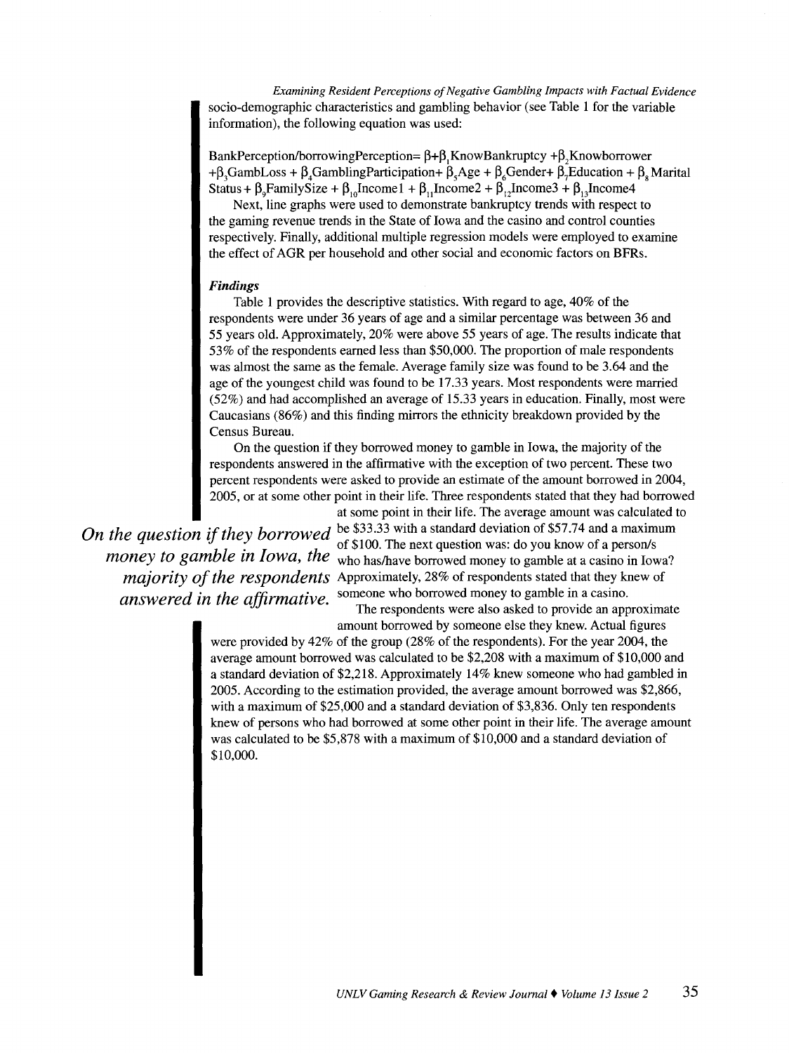socio-demographic characteristics and gambling behavior (see Table 1 for the variable information), the following equation was used:

$$BankPerception/borrowingPerception= \beta+\beta_1 KnowBankruptcy +\beta_2 Knowborrower +\beta_3 GambLoss + \beta_4 GamblingParticipation+ \beta_5 Age + \beta_6 Gender+ \beta_7 Education + \beta_8 Marital\ Status + \beta_9 FamilySize + \beta_{10} Income1 + \beta_{11} Income2 + \beta_{12} Income3 + \beta_{13} Income4$$

Next, line graphs were used to demonstrate bankruptcy trends with respect to the gaming revenue trends in the State of Iowa and the casino and control counties respectively. Finally, additional multiple regression models were employed to examine the effect of AGR per household and other social and economic factors on BFRs.

### *Findings*

Table 1 provides the descriptive statistics. With regard to age, 40% of the respondents were under 36 years of age and a similar percentage was between 36 and 55 years old. Approximately, 20% were above 55 years of age. The results indicate that 53% of the respondents earned less than $50,000. The proportion of male respondents was almost the same as the female. Average family size was found to be 3.64 and the age of the youngest child was found to be 17.33 years. Most respondents were married (52%) and had accomplished an average of 15.33 years in education. Finally, most were Caucasians (86%) and this finding mirrors the ethnicity breakdown provided by the Census Bureau.

On the question if they borrowed money to gamble in Iowa, the majority of the respondents answered in the affirmative with the exception of two percent. These two percent respondents were asked to provide an estimate of the amount borrowed in 2004, 2005, or at some other point in their life. Three respondents stated that they had borrowed at some point in their life. The average amount was calculated to be $33.33 with a standard deviation of $57.74 and a maximum of $100. The next question was: do you know of a person/s who has/have borrowed money to gamble at a casino in Iowa? Approximately, 28% of respondents stated that they knew of someone who borrowed money to gamble in a casino.

*On the question if they borrowed money to gamble in Iowa, the majority of the respondents answered in the affirmative.*

The respondents were also asked to provide an approximate amount borrowed by someone else they knew. Actual figures were provided by 42% of the group (28% of the respondents). For the year 2004, the average amount borrowed was calculated to be $2,208 with a maximum of $10,000 and a standard deviation of $2,218. Approximately 14% knew someone who had gambled in 2005. According to the estimation provided, the average amount borrowed was $2,866, with a maximum of $25,000 and a standard deviation of $3,836. Only ten respondents knew of persons who had borrowed at some other point in their life. The average amount was calculated to be $5,878 with a maximum of $10,000 and a standard deviation of $10,000.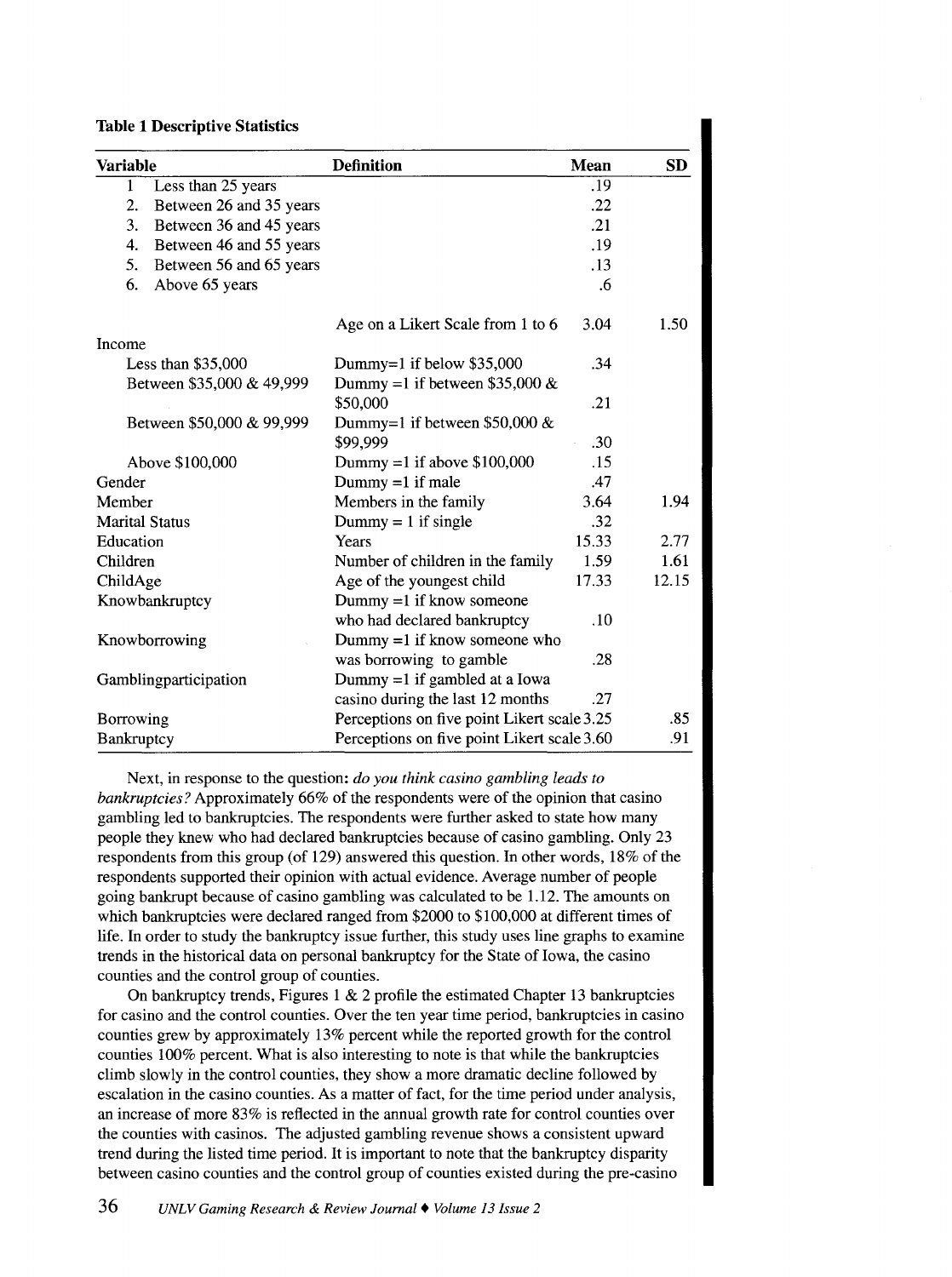**Table 1 Descriptive Statistics**

| Variable | Definition | Mean | SD |
|---|---|---|---|
| 1 Less than 25 years | | .19 | |
| 2. Between 26 and 35 years | | .22 | |
| 3. Between 36 and 45 years | | .21 | |
| 4. Between 46 and 55 years | | .19 | |
| 5. Between 56 and 65 years | | .13 | |
| 6. Above 65 years | | .6 | |
| | Age on a Likert Scale from 1 to 6 | 3.04 | 1.50 |
| Income | | | |
| Less than $35,000 | Dummy=1 if below $35,000 | .34 | |
| Between $35,000 & 49,999 | Dummy =1 if between $35,000 & $50,000 | .21 | |
| Between $50,000 & 99,999 | Dummy=1 if between $50,000 & $99,999 | .30 | |
| Above $100,000 | Dummy =1 if above $100,000 | .15 | |
| Gender | Dummy =1 if male | .47 | |
| Member | Members in the family | 3.64 | 1.94 |
| Marital Status | Dummy = 1 if single | .32 | |
| Education | Years | 15.33 | 2.77 |
| Children | Number of children in the family | 1.59 | 1.61 |
| ChildAge | Age of the youngest child | 17.33 | 12.15 |
| Knowbankruptcy | Dummy =1 if know someone who had declared bankruptcy | .10 | |
| Knowborrowing | Dummy =1 if know someone who was borrowing to gamble | .28 | |
| Gamblingparticipation | Dummy =1 if gambled at a Iowa casino during the last 12 months | .27 | |
| Borrowing | Perceptions on five point Likert scale | 3.25 | .85 |
| Bankruptcy | Perceptions on five point Likert scale | 3.60 | .91 |

Next, in response to the question: *do you think casino gambling leads to bankruptcies?* Approximately 66% of the respondents were of the opinion that casino gambling led to bankruptcies. The respondents were further asked to state how many people they knew who had declared bankruptcies because of casino gambling. Only 23 respondents from this group (of 129) answered this question. In other words, 18% of the respondents supported their opinion with actual evidence. Average number of people going bankrupt because of casino gambling was calculated to be 1.12. The amounts on which bankruptcies were declared ranged from $2000 to $100,000 at different times of life. In order to study the bankruptcy issue further, this study uses line graphs to examine trends in the historical data on personal bankruptcy for the State of Iowa, the casino counties and the control group of counties.

On bankruptcy trends, Figures 1 & 2 profile the estimated Chapter 13 bankruptcies for casino and the control counties. Over the ten year time period, bankruptcies in casino counties grew by approximately 13% percent while the reported growth for the control counties 100% percent. What is also interesting to note is that while the bankruptcies climb slowly in the control counties, they show a more dramatic decline followed by escalation in the casino counties. As a matter of fact, for the time period under analysis, an increase of more 83% is reflected in the annual growth rate for control counties over the counties with casinos. The adjusted gambling revenue shows a consistent upward trend during the listed time period. It is important to note that the bankruptcy disparity between casino counties and the control group of counties existed during the pre-casino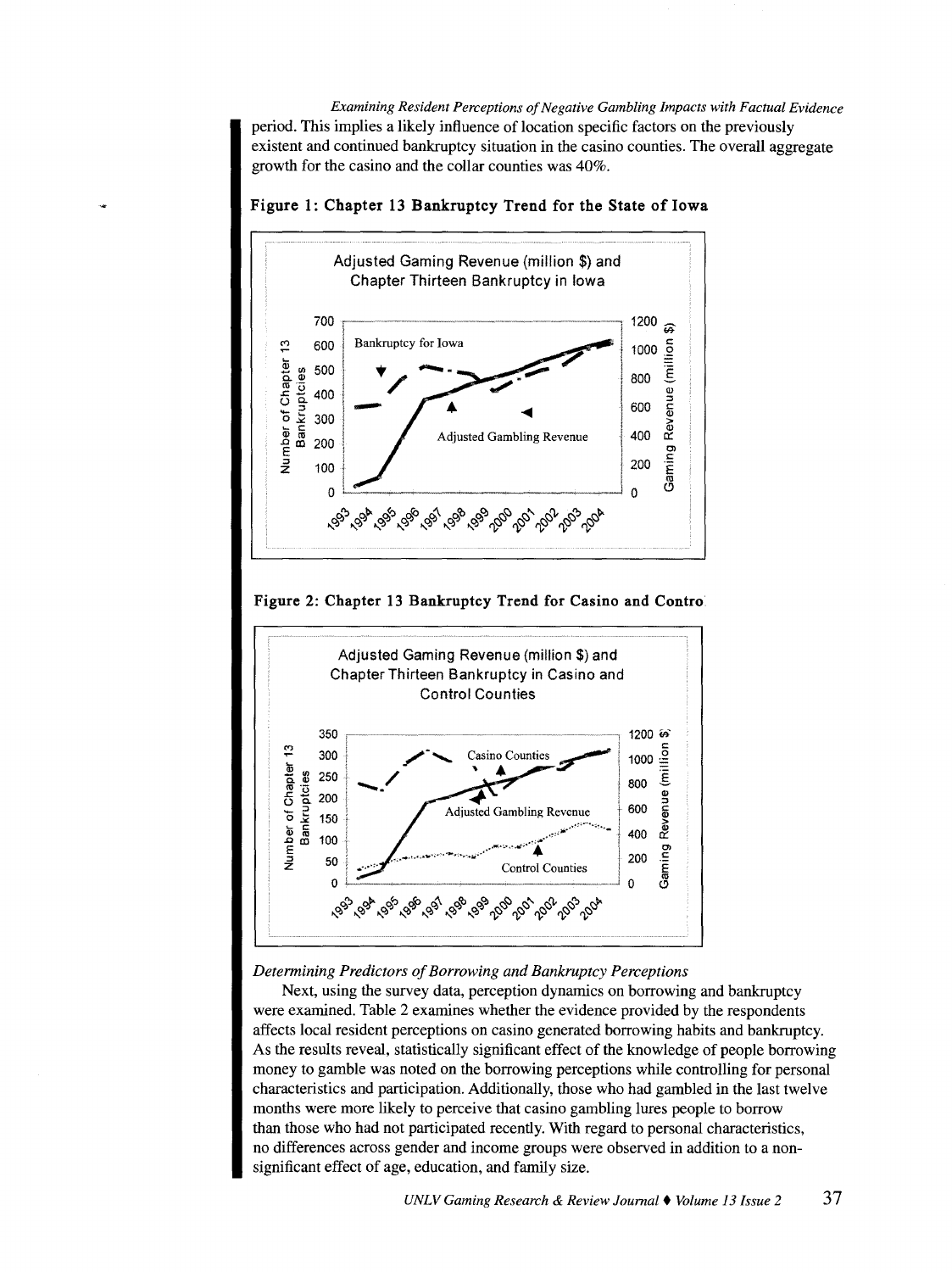period. This implies a likely influence of location specific factors on the previously existent and continued bankruptcy situation in the casino counties. The overall aggregate growth for the casino and the collar counties was 40%.

**Figure 1: Chapter 13 Bankruptcy Trend for the State of Iowa**

**Figure 2: Chapter 13 Bankruptcy Trend for Casino and Contro**

*Determining Predictors of Borrowing and Bankruptcy Perceptions*

Next, using the survey data, perception dynamics on borrowing and bankruptcy were examined. Table 2 examines whether the evidence provided by the respondents affects local resident perceptions on casino generated borrowing habits and bankruptcy. As the results reveal, statistically significant effect of the knowledge of people borrowing money to gamble was noted on the borrowing perceptions while controlling for personal characteristics and participation. Additionally, those who had gambled in the last twelve months were more likely to perceive that casino gambling lures people to borrow than those who had not participated recently. With regard to personal characteristics, no differences across gender and income groups were observed in addition to a non-significant effect of age, education, and family size.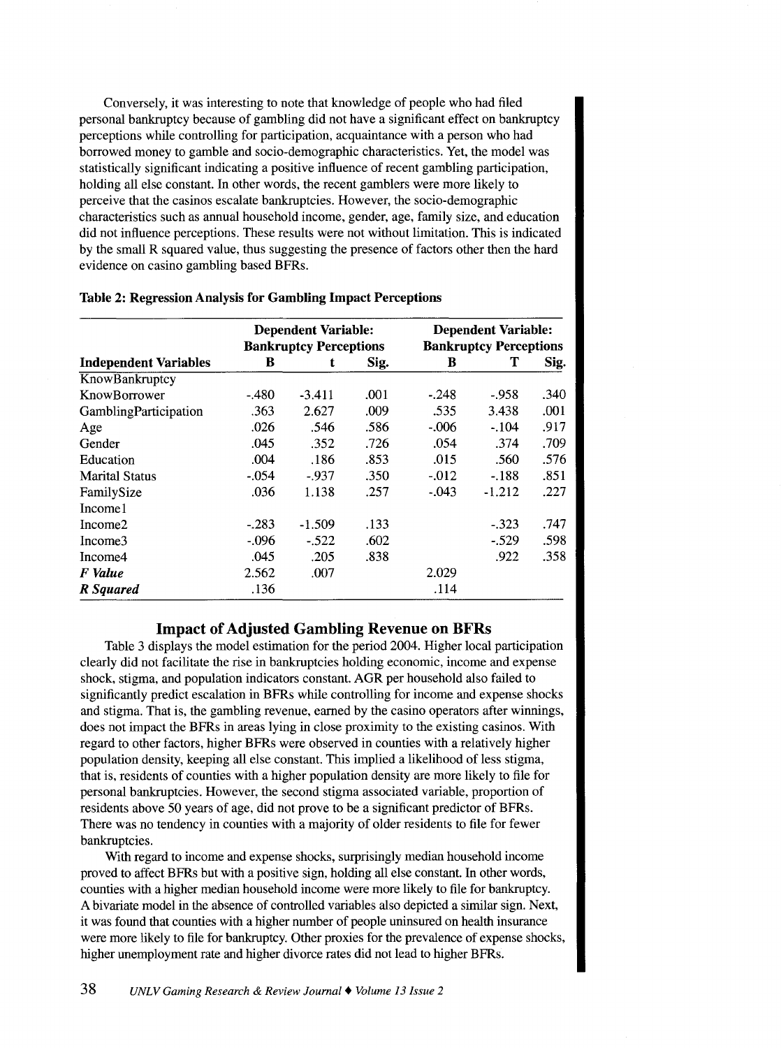Conversely, it was interesting to note that knowledge of people who had filed personal bankruptcy because of gambling did not have a significant effect on bankruptcy perceptions while controlling for participation, acquaintance with a person who had borrowed money to gamble and socio-demographic characteristics. Yet, the model was statistically significant indicating a positive influence of recent gambling participation, holding all else constant. In other words, the recent gamblers were more likely to perceive that the casinos escalate bankruptcies. However, the socio-demographic characteristics such as annual household income, gender, age, family size, and education did not influence perceptions. These results were not without limitation. This is indicated by the small R squared value, thus suggesting the presence of factors other then the hard evidence on casino gambling based BFRs.

**Table 2: Regression Analysis for Gambling Impact Perceptions**

| | Dependent Variable: Bankruptcy Perceptions | | | Dependent Variable: Bankruptcy Perceptions | | |
|---|---|---|---|---|---|---|
| **Independent Variables** | **B** | **t** | **Sig.** | **B** | **T** | **Sig.** |
| KnowBankruptcy | | | | | | |
| KnowBorrower | -.480 | -3.411 | .001 | -.248 | -.958 | .340 |
| GamblingParticipation | .363 | 2.627 | .009 | .535 | 3.438 | .001 |
| Age | .026 | .546 | .586 | -.006 | -.104 | .917 |
| Gender | .045 | .352 | .726 | .054 | .374 | .709 |
| Education | .004 | .186 | .853 | .015 | .560 | .576 |
| Marital Status | -.054 | -.937 | .350 | -.012 | -.188 | .851 |
| FamilySize | .036 | 1.138 | .257 | -.043 | -1.212 | .227 |
| Income1 | | | | | | |
| Income2 | -.283 | -1.509 | .133 | | -.323 | .747 |
| Income3 | -.096 | -.522 | .602 | | -.529 | .598 |
| Income4 | .045 | .205 | .838 | | .922 | .358 |
| ***F Value*** | 2.562 | .007 | | 2.029 | | |
| ***R Squared*** | .136 | | | .114 | | |

## Impact of Adjusted Gambling Revenue on BFRs

Table 3 displays the model estimation for the period 2004. Higher local participation clearly did not facilitate the rise in bankruptcies holding economic, income and expense shock, stigma, and population indicators constant. AGR per household also failed to significantly predict escalation in BFRs while controlling for income and expense shocks and stigma. That is, the gambling revenue, earned by the casino operators after winnings, does not impact the BFRs in areas lying in close proximity to the existing casinos. With regard to other factors, higher BFRs were observed in counties with a relatively higher population density, keeping all else constant. This implied a likelihood of less stigma, that is, residents of counties with a higher population density are more likely to file for personal bankruptcies. However, the second stigma associated variable, proportion of residents above 50 years of age, did not prove to be a significant predictor of BFRs. There was no tendency in counties with a majority of older residents to file for fewer bankruptcies.

With regard to income and expense shocks, surprisingly median household income proved to affect BFRs but with a positive sign, holding all else constant. In other words, counties with a higher median household income were more likely to file for bankruptcy. A bivariate model in the absence of controlled variables also depicted a similar sign. Next, it was found that counties with a higher number of people uninsured on health insurance were more likely to file for bankruptcy. Other proxies for the prevalence of expense shocks, higher unemployment rate and higher divorce rates did not lead to higher BFRs.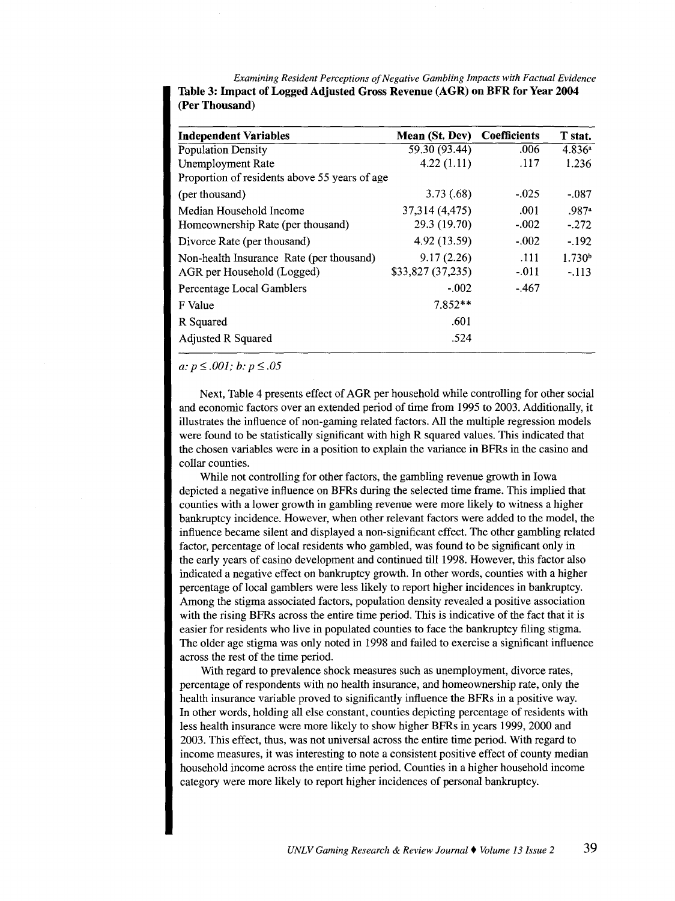**Table 3: Impact of Logged Adjusted Gross Revenue (AGR) on BFR for Year 2004 (Per Thousand)**

| Independent Variables | Mean (St. Dev) | Coefficients | T stat. |
|---|---|---|---|
| Population Density | 59.30 (93.44) | .006 | 4.836[a] |
| Unemployment Rate | 4.22 (1.11) | .117 | 1.236 |
| Proportion of residents above 55 years of age (per thousand) | 3.73 (.68) | -.025 | -.087 |
| Median Household Income | 37,314 (4,475) | .001 | .987[a] |
| Homeownership Rate (per thousand) | 29.3 (19.70) | -.002 | -.272 |
| Divorce Rate (per thousand) | 4.92 (13.59) | -.002 | -.192 |
| Non-health Insurance Rate (per thousand) | 9.17 (2.26) | .111 | 1.730[b] |
| AGR per Household (Logged) | $33,827 (37,235) | -.011 | -.113 |
| Percentage Local Gamblers | -.002 | -.467 | |
| F Value | 7.852** | | |
| R Squared | .601 | | |
| Adjusted R Squared | .524 | | |

*a: $p \leq .001$; b: $p \leq .05$*

Next, Table 4 presents effect of AGR per household while controlling for other social and economic factors over an extended period of time from 1995 to 2003. Additionally, it illustrates the influence of non-gaming related factors. All the multiple regression models were found to be statistically significant with high R squared values. This indicated that the chosen variables were in a position to explain the variance in BFRs in the casino and collar counties.

While not controlling for other factors, the gambling revenue growth in Iowa depicted a negative influence on BFRs during the selected time frame. This implied that counties with a lower growth in gambling revenue were more likely to witness a higher bankruptcy incidence. However, when other relevant factors were added to the model, the influence became silent and displayed a non-significant effect. The other gambling related factor, percentage of local residents who gambled, was found to be significant only in the early years of casino development and continued till 1998. However, this factor also indicated a negative effect on bankruptcy growth. In other words, counties with a higher percentage of local gamblers were less likely to report higher incidences in bankruptcy. Among the stigma associated factors, population density revealed a positive association with the rising BFRs across the entire time period. This is indicative of the fact that it is easier for residents who live in populated counties to face the bankruptcy filing stigma. The older age stigma was only noted in 1998 and failed to exercise a significant influence across the rest of the time period.

With regard to prevalence shock measures such as unemployment, divorce rates, percentage of respondents with no health insurance, and homeownership rate, only the health insurance variable proved to significantly influence the BFRs in a positive way. In other words, holding all else constant, counties depicting percentage of residents with less health insurance were more likely to show higher BFRs in years 1999, 2000 and 2003. This effect, thus, was not universal across the entire time period. With regard to income measures, it was interesting to note a consistent positive effect of county median household income across the entire time period. Counties in a higher household income category were more likely to report higher incidences of personal bankruptcy.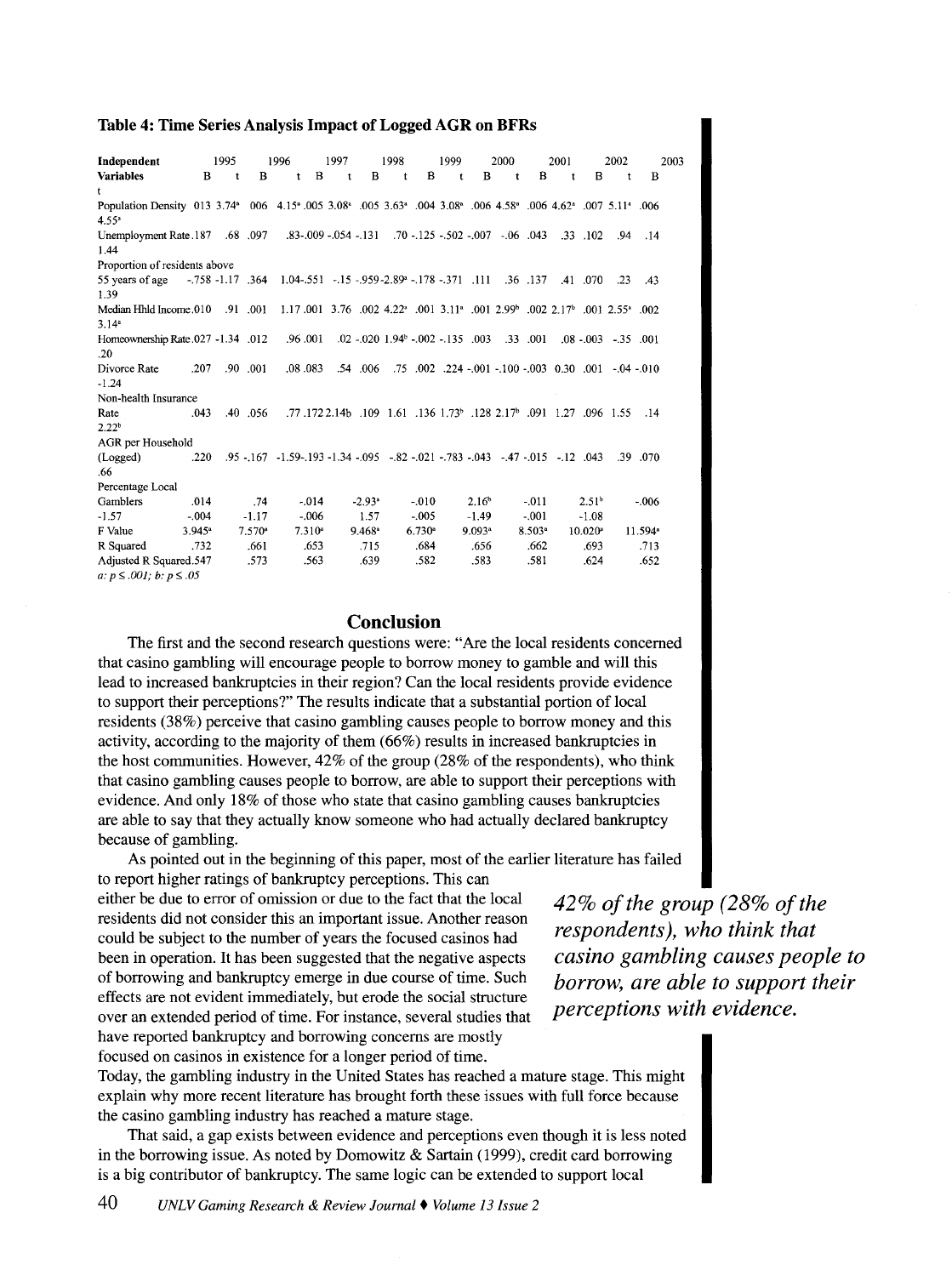**Table 4: Time Series Analysis Impact of Logged AGR on BFRs**

| Independent Variables | 1995 | | 1996 | | 1997 | | 1998 | | 1999 | | 2000 | | 2001 | | 2002 | | 2003 | |
|---|---|---|---|---|---|---|---|---|---|---|---|---|---|---|---|---|---|---|
| | B | t | B | t | B | t | B | t | B | t | B | t | B | t | B | t | B | t |
| Population Density | .013 | 3.74[a] | .006 | 4.15[a] | .005 | 3.08[a] | .005 | 3.63[a] | .004 | 3.08[a] | .006 | 4.58[a] | .006 | 4.62[a] | .007 | 5.11[a] | .006 | 4.55[a] |
| Unemployment Rate | .187 | .68 | .097 | .83 | -.009 | -.054 | -.131 | .70 | -.125 | -.502 | -.007 | -.06 | .043 | .33 | .102 | .94 | .14 | 1.44 |
| Proportion of residents above 55 years of age | -.758 | -1.17 | .364 | 1.04 | -.551 | -.15 | -.959 | -2.89[a] | -.178 | -.371 | .111 | .36 | .137 | .41 | .070 | .23 | .43 | 1.39 |
| Median Hhld Income | .010 | .91 | .001 | 1.17 | .001 | 3.76 | .002 | 4.22[a] | .001 | 3.11[a] | .001 | 2.99[b] | .002 | 2.17[b] | .001 | 2.55[a] | .002 | 3.14[a] |
| Homeownership Rate | .027 | -1.34 | .012 | .96 | .001 | .02 | -.020 | 1.94[b] | -.002 | -.135 | .003 | .33 | .001 | .08 | -.003 | -.35 | .001 | .20 |
| Divorce Rate | .207 | .90 | .001 | .08 | .083 | .54 | .006 | .75 | .002 | .224 | -.001 | -.100 | -.003 | 0.30 | .001 | -.04 | -.010 | -1.24 |
| Non-health Insurance Rate | .043 | .40 | .056 | .77 | .172 | 2.14[b] | .109 | 1.61 | .136 | 1.73[b] | .128 | 2.17[b] | .091 | 1.27 | .096 | 1.55 | .14 | 2.22[b] |
| AGR per Household (Logged) | .220 | .95 | -.167 | -1.59 | -.193 | -1.34 | -.095 | -.82 | -.021 | -.783 | -.043 | -.47 | -.015 | -.12 | .043 | .39 | .070 | .66 |
| Percentage Local Gamblers | .014 | .74 | -.014 | -2.93[a] | -.010 | 2.16[b] | -.011 | 2.51[b] | -.006 | -1.57 | -.004 | -1.17 | -.006 | 1.57 | -.005 | -1.49 | -.001 | -1.08 |
| F Value | 3.945[a] | | 7.570[a] | | 7.310[a] | | 9.468[a] | | 6.730[a] | | 9.093[a] | | 8.503[a] | | 10.020[a] | | 11.594[a] | |
| R Squared | .732 | | .661 | | .653 | | .715 | | .684 | | .656 | | .662 | | .693 | | .713 | |
| Adjusted R Squared | .547 | | .573 | | .563 | | .639 | | .582 | | .583 | | .581 | | .624 | | .652 | |

*a: $p \leq .001$; b: $p \leq .05$*

## Conclusion

The first and the second research questions were: "Are the local residents concerned that casino gambling will encourage people to borrow money to gamble and will this lead to increased bankruptcies in their region? Can the local residents provide evidence to support their perceptions?" The results indicate that a substantial portion of local residents (38%) perceive that casino gambling causes people to borrow money and this activity, according to the majority of them (66%) results in increased bankruptcies in the host communities. However, 42% of the group (28% of the respondents), who think that casino gambling causes people to borrow, are able to support their perceptions with evidence. And only 18% of those who state that casino gambling causes bankruptcies are able to say that they actually know someone who had actually declared bankruptcy because of gambling.

As pointed out in the beginning of this paper, most of the earlier literature has failed to report higher ratings of bankruptcy perceptions. This can either be due to error of omission or due to the fact that the local residents did not consider this an important issue. Another reason could be subject to the number of years the focused casinos had been in operation. It has been suggested that the negative aspects of borrowing and bankruptcy emerge in due course of time. Such effects are not evident immediately, but erode the social structure over an extended period of time. For instance, several studies that have reported bankruptcy and borrowing concerns are mostly focused on casinos in existence for a longer period of time. Today, the gambling industry in the United States has reached a mature stage. This might explain why more recent literature has brought forth these issues with full force because the casino gambling industry has reached a mature stage.

> ***42% of the group (28% of the respondents), who think that casino gambling causes people to borrow, are able to support their perceptions with evidence.***

That said, a gap exists between evidence and perceptions even though it is less noted in the borrowing issue. As noted by Domowitz & Sartain (1999), credit card borrowing is a big contributor of bankruptcy. The same logic can be extended to support local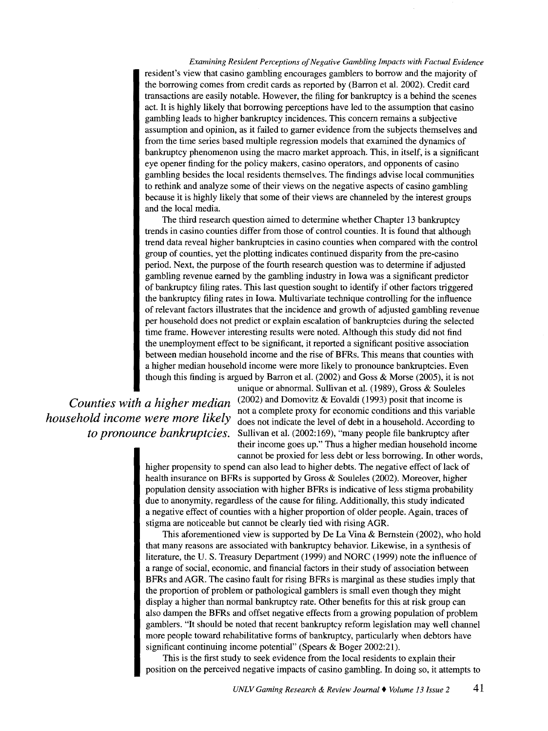resident's view that casino gambling encourages gamblers to borrow and the majority of the borrowing comes from credit cards as reported by (Barron et al. 2002). Credit card transactions are easily notable. However, the filing for bankruptcy is a behind the scenes act. It is highly likely that borrowing perceptions have led to the assumption that casino gambling leads to higher bankruptcy incidences. This concern remains a subjective assumption and opinion, as it failed to garner evidence from the subjects themselves and from the time series based multiple regression models that examined the dynamics of bankruptcy phenomenon using the macro market approach. This, in itself, is a significant eye opener finding for the policy makers, casino operators, and opponents of casino gambling besides the local residents themselves. The findings advise local communities to rethink and analyze some of their views on the negative aspects of casino gambling because it is highly likely that some of their views are channeled by the interest groups and the local media.

The third research question aimed to determine whether Chapter 13 bankruptcy trends in casino counties differ from those of control counties. It is found that although trend data reveal higher bankruptcies in casino counties when compared with the control group of counties, yet the plotting indicates continued disparity from the pre-casino period. Next, the purpose of the fourth research question was to determine if adjusted gambling revenue earned by the gambling industry in Iowa was a significant predictor of bankruptcy filing rates. This last question sought to identify if other factors triggered the bankruptcy filing rates in Iowa. Multivariate technique controlling for the influence of relevant factors illustrates that the incidence and growth of adjusted gambling revenue per household does not predict or explain escalation of bankruptcies during the selected time frame. However interesting results were noted. Although this study did not find the unemployment effect to be significant, it reported a significant positive association between median household income and the rise of BFRs. This means that counties with a higher median household income were more likely to pronounce bankruptcies. Even though this finding is argued by Barron et al. (2002) and Goss & Morse (2005), it is not unique or abnormal. Sullivan et al. (1989), Gross & Souleles (2002) and Domovitz & Eovaldi (1993) posit that income is not a complete proxy for economic conditions and this variable does not indicate the level of debt in a household. According to Sullivan et al. (2002:169), "many people file bankruptcy after their income goes up." Thus a higher median household income cannot be proxied for less debt or less borrowing. In other words, higher propensity to spend can also lead to higher debts. The negative effect of lack of health insurance on BFRs is supported by Gross & Souleles (2002). Moreover, higher population density association with higher BFRs is indicative of less stigma probability due to anonymity, regardless of the cause for filing. Additionally, this study indicated a negative effect of counties with a higher proportion of older people. Again, traces of stigma are noticeable but cannot be clearly tied with rising AGR.

*Counties with a higher median household income were more likely to pronounce bankruptcies.*

This aforementioned view is supported by De La Vina & Bernstein (2002), who hold that many reasons are associated with bankruptcy behavior. Likewise, in a synthesis of literature, the U. S. Treasury Department (1999) and NORC (1999) note the influence of a range of social, economic, and financial factors in their study of association between BFRs and AGR. The casino fault for rising BFRs is marginal as these studies imply that the proportion of problem or pathological gamblers is small even though they might display a higher than normal bankruptcy rate. Other benefits for this at risk group can also dampen the BFRs and offset negative effects from a growing population of problem gamblers. "It should be noted that recent bankruptcy reform legislation may well channel more people toward rehabilitative forms of bankruptcy, particularly when debtors have significant continuing income potential" (Spears & Boger 2002:21).

This is the first study to seek evidence from the local residents to explain their position on the perceived negative impacts of casino gambling. In doing so, it attempts to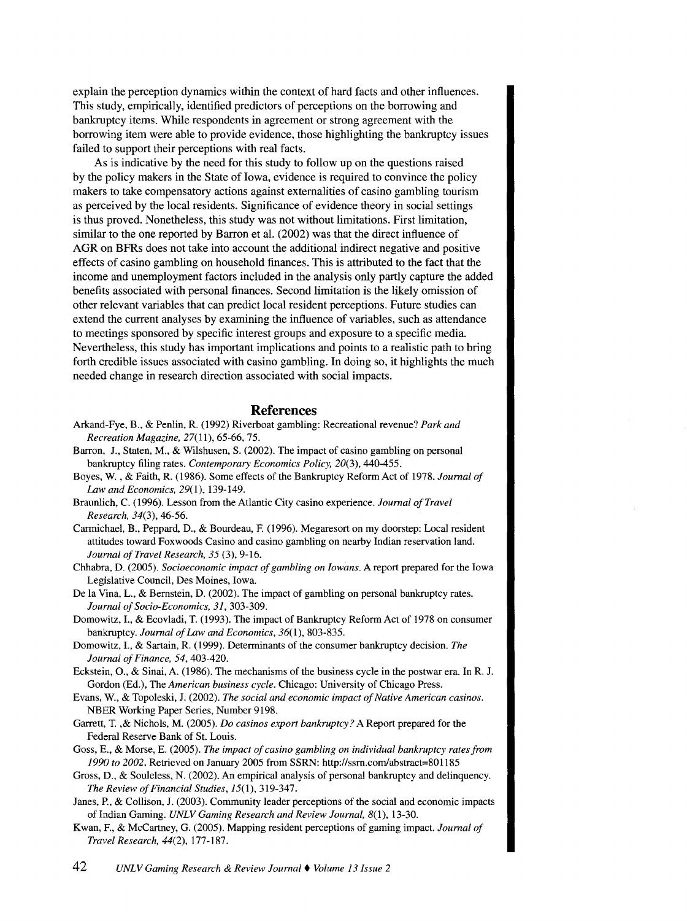explain the perception dynamics within the context of hard facts and other influences. This study, empirically, identified predictors of perceptions on the borrowing and bankruptcy items. While respondents in agreement or strong agreement with the borrowing item were able to provide evidence, those highlighting the bankruptcy issues failed to support their perceptions with real facts.

As is indicative by the need for this study to follow up on the questions raised by the policy makers in the State of Iowa, evidence is required to convince the policy makers to take compensatory actions against externalities of casino gambling tourism as perceived by the local residents. Significance of evidence theory in social settings is thus proved. Nonetheless, this study was not without limitations. First limitation, similar to the one reported by Barron et al. (2002) was that the direct influence of AGR on BFRs does not take into account the additional indirect negative and positive effects of casino gambling on household finances. This is attributed to the fact that the income and unemployment factors included in the analysis only partly capture the added benefits associated with personal finances. Second limitation is the likely omission of other relevant variables that can predict local resident perceptions. Future studies can extend the current analyses by examining the influence of variables, such as attendance to meetings sponsored by specific interest groups and exposure to a specific media. Nevertheless, this study has important implications and points to a realistic path to bring forth credible issues associated with casino gambling. In doing so, it highlights the much needed change in research direction associated with social impacts.

## References

Arkand-Fye, B., & Penlin, R. (1992) Riverboat gambling: Recreational revenue? *Park and Recreation Magazine, 27*(11), 65-66, 75.

Barron, J., Staten, M., & Wilshusen, S. (2002). The impact of casino gambling on personal bankruptcy filing rates. *Contemporary Economics Policy, 20*(3), 440-455.

Boyes, W. , & Faith, R. (1986). Some effects of the Bankruptcy Reform Act of 1978. *Journal of Law and Economics, 29*(1), 139-149.

Braunlich, C. (1996). Lesson from the Atlantic City casino experience. *Journal of Travel Research, 34*(3), 46-56.

Carmichael, B., Peppard, D., & Bourdeau, F. (1996). Megaresort on my doorstep: Local resident attitudes toward Foxwoods Casino and casino gambling on nearby Indian reservation land. *Journal of Travel Research, 35* (3), 9-16.

Chhabra, D. (2005). *Socioeconomic impact of gambling on Iowans.* A report prepared for the Iowa Legislative Council, Des Moines, Iowa.

De la Vina, L., & Bernstein, D. (2002). The impact of gambling on personal bankruptcy rates. *Journal of Socio-Economics, 31*, 303-309.

Domowitz, I., & Ecovladi, T. (1993). The impact of Bankruptcy Reform Act of 1978 on consumer bankruptcy. *Journal of Law and Economics, 36*(1), 803-835.

Domowitz, I., & Sartain, R. (1999). Determinants of the consumer bankruptcy decision. *The Journal of Finance, 54*, 403-420.

Eckstein, O., & Sinai, A. (1986). The mechanisms of the business cycle in the postwar era. In R. J. Gordon (Ed.), The *American business cycle.* Chicago: University of Chicago Press.

Evans, W., & Topoleski, J. (2002). *The social and economic impact of Native American casinos.* NBER Working Paper Series, Number 9198.

Garrett, T. ,& Nichols, M. (2005). *Do casinos export bankruptcy?* A Report prepared for the Federal Reserve Bank of St. Louis.

Goss, E., & Morse, E. (2005). *The impact of casino gambling on individual bankruptcy rates from 1990 to 2002.* Retrieved on January 2005 from SSRN: http://ssrn.com/abstract=801185

Gross, D., & Souleless, N. (2002). An empirical analysis of personal bankruptcy and delinquency. *The Review of Financial Studies, 15*(1), 319-347.

Janes, P., & Collison, J. (2003). Community leader perceptions of the social and economic impacts of Indian Gaming. *UNLV Gaming Research and Review Journal, 8*(1), 13-30.

Kwan, F., & McCartney, G. (2005). Mapping resident perceptions of gaming impact. *Journal of Travel Research, 44*(2), 177-187.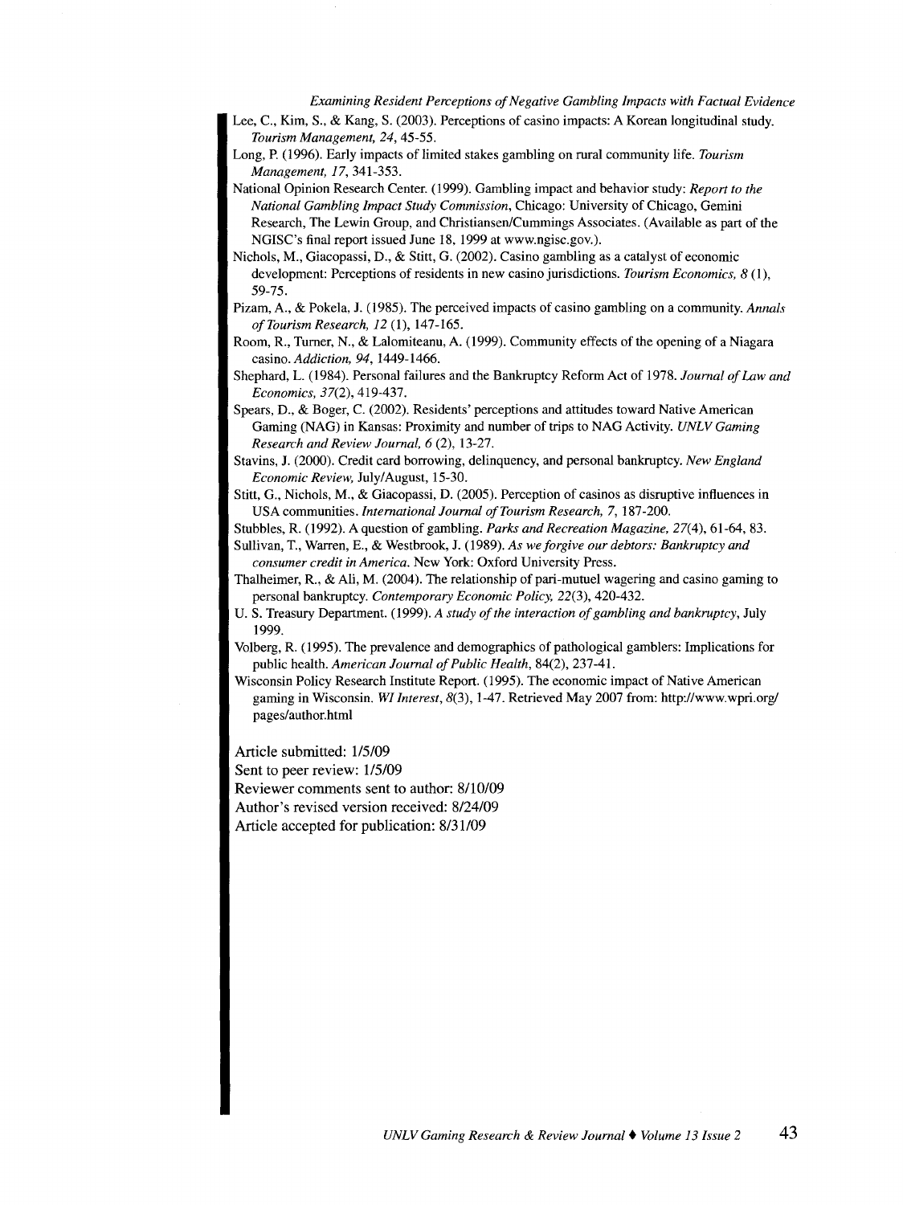Lee, C., Kim, S., & Kang, S. (2003). Perceptions of casino impacts: A Korean longitudinal study. *Tourism Management, 24*, 45-55.

Long, P. (1996). Early impacts of limited stakes gambling on rural community life. *Tourism Management, 17*, 341-353.

National Opinion Research Center. (1999). Gambling impact and behavior study: *Report to the National Gambling Impact Study Commission*, Chicago: University of Chicago, Gemini Research, The Lewin Group, and Christiansen/Cummings Associates. (Available as part of the NGISC's final report issued June 18, 1999 at www.ngisc.gov.).

Nichols, M., Giacopassi, D., & Stitt, G. (2002). Casino gambling as a catalyst of economic development: Perceptions of residents in new casino jurisdictions. *Tourism Economics, 8* (1), 59-75.

Pizam, A., & Pokela, J. (1985). The perceived impacts of casino gambling on a community. *Annals of Tourism Research, 12* (1), 147-165.

Room, R., Turner, N., & Lalomiteanu, A. (1999). Community effects of the opening of a Niagara casino. *Addiction, 94*, 1449-1466.

Shephard, L. (1984). Personal failures and the Bankruptcy Reform Act of 1978. *Journal of Law and Economics, 37*(2), 419-437.

Spears, D., & Boger, C. (2002). Residents' perceptions and attitudes toward Native American Gaming (NAG) in Kansas: Proximity and number of trips to NAG Activity. *UNLV Gaming Research and Review Journal, 6* (2), 13-27.

Stavins, J. (2000). Credit card borrowing, delinquency, and personal bankruptcy. *New England Economic Review*, July/August, 15-30.

Stitt, G., Nichols, M., & Giacopassi, D. (2005). Perception of casinos as disruptive influences in USA communities. *International Journal of Tourism Research, 7*, 187-200.

Stubbles, R. (1992). A question of gambling. *Parks and Recreation Magazine, 27*(4), 61-64, 83.

Sullivan, T., Warren, E., & Westbrook, J. (1989). *As we forgive our debtors: Bankruptcy and consumer credit in America*. New York: Oxford University Press.

Thalheimer, R., & Ali, M. (2004). The relationship of pari-mutuel wagering and casino gaming to personal bankruptcy. *Contemporary Economic Policy, 22*(3), 420-432.

U. S. Treasury Department. (1999). *A study of the interaction of gambling and bankruptcy*, July 1999.

Volberg, R. (1995). The prevalence and demographics of pathological gamblers: Implications for public health. *American Journal of Public Health*, 84(2), 237-41.

Wisconsin Policy Research Institute Report. (1995). The economic impact of Native American gaming in Wisconsin. *WI Interest, 8*(3), 1-47. Retrieved May 2007 from: http://www.wpri.org/pages/author.html

Article submitted: 1/5/09
Sent to peer review: 1/5/09
Reviewer comments sent to author: 8/10/09
Author's revised version received: 8/24/09
Article accepted for publication: 8/31/09